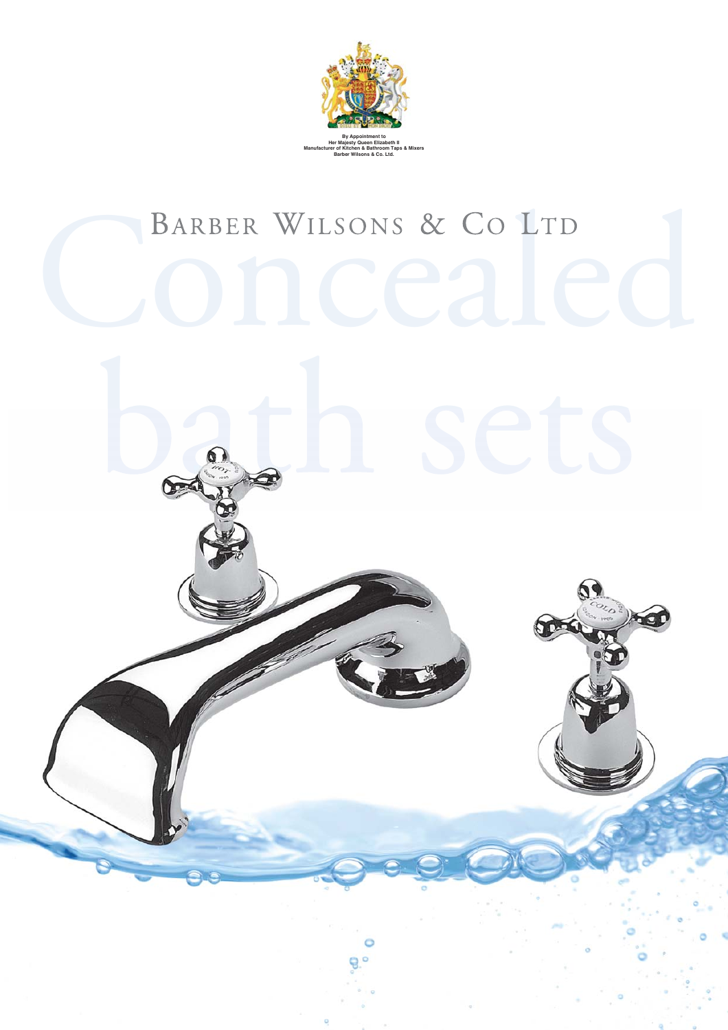By Appointment to
Her Majesty Queen Elizabeth II
Manufacturer of Kitchen & Bathroom Taps & Mixers
Barber Wilsons & Co. Ltd.

# BARBER WILSONS & CO LTD

# Concealed bath sets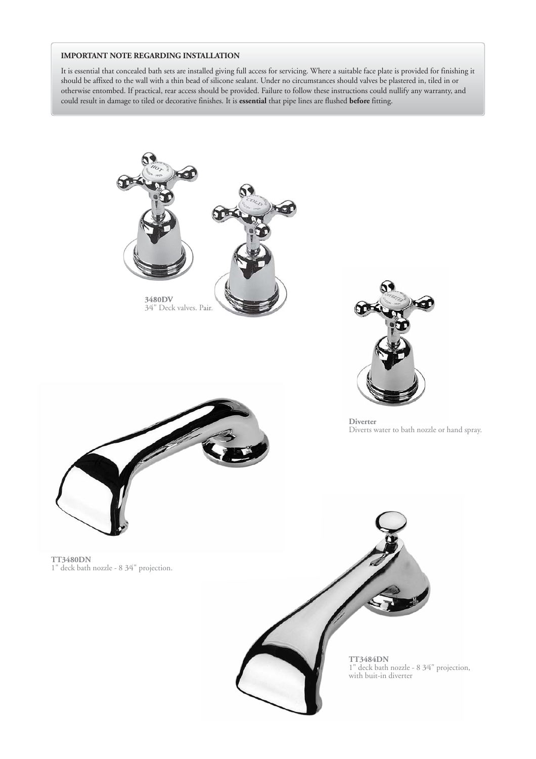**IMPORTANT NOTE REGARDING INSTALLATION**

It is essential that concealed bath sets are installed giving full access for servicing. Where a suitable face plate is provided for finishing it should be affixed to the wall with a thin bead of silicone sealant. Under no circumstances should valves be plastered in, tiled in or otherwise entombed. If practical, rear access should be provided. Failure to follow these instructions could nullify any warranty, and could result in damage to tiled or decorative finishes. It is **essential** that pipe lines are flushed **before** fitting.

**3480DV**
3⁄4" Deck valves. Pair.

**Diverter**
Diverts water to bath nozzle or hand spray.

**TT3480DN**
1" deck bath nozzle - 8 3⁄4" projection.

**TT3484DN**
1" deck bath nozzle - 8 3⁄4" projection, with buit-in diverter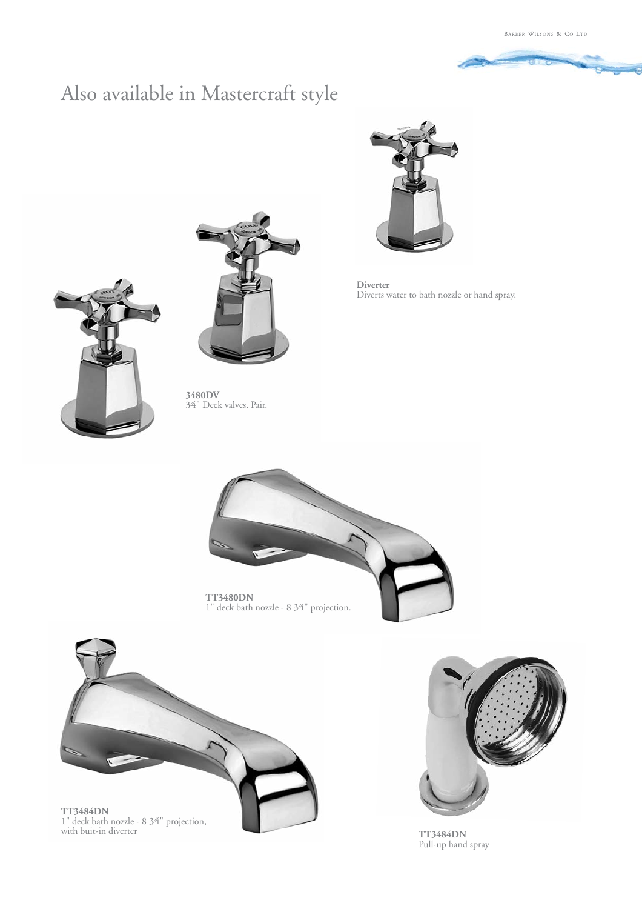# Also available in Mastercraft style

**Diverter**
Diverts water to bath nozzle or hand spray.

**3480DV**
3⁄4" Deck valves. Pair.

**TT3480DN**
1" deck bath nozzle - 8 3⁄4" projection.

**TT3484DN**
1" deck bath nozzle - 8 3⁄4" projection, with buit-in diverter

**TT3484DN**
Pull-up hand spray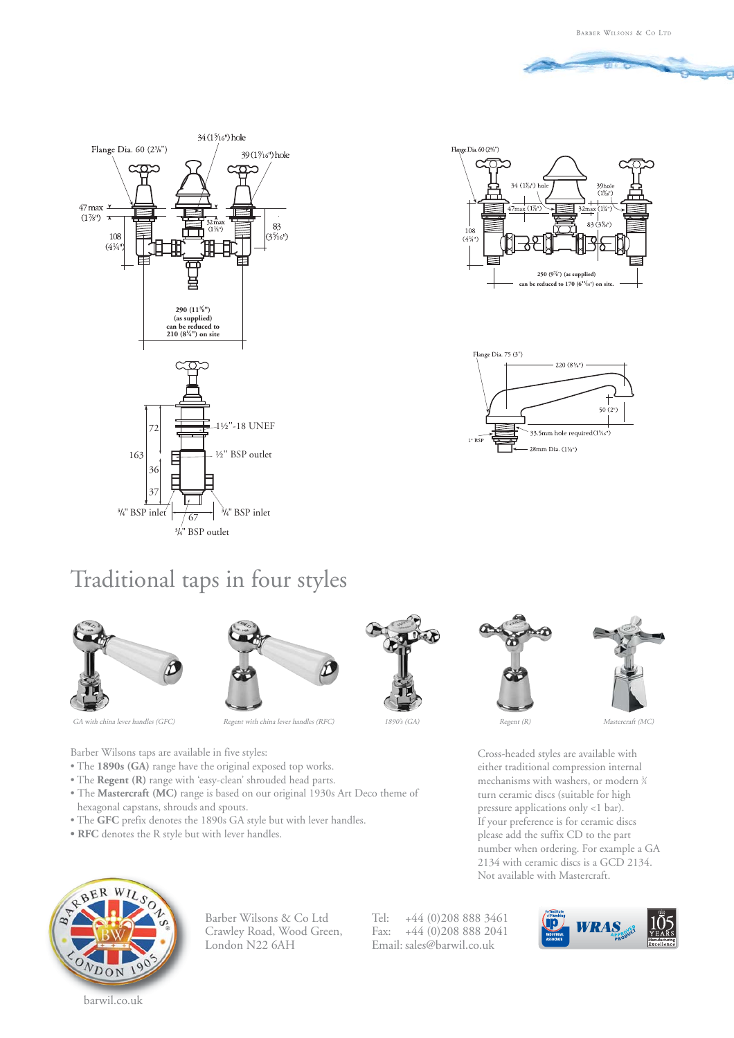34 (1⁵⁄₁₆") hole

Flange Dia. 60 (2³⁄₈")

39 (1⁹⁄₁₆") hole

47 max (1⁷⁄₈")

108 (4¹⁄₄")

32 max (1¹⁄₄")

83 (3⁵⁄₁₆")

290 (11³⁄₈") (as supplied) can be reduced to 210 (8¹⁄₄") on site

Flange Dia. 60 (2³⁄₈")

34 (1⁵⁄₁₆") hole

39 hole (1⁹⁄₁₆")

47 max (1⁷⁄₈")

32 max (1¹⁄₄")

83 (3⁵⁄₁₆")

108 (4¹⁄₄")

250 (9⁷⁄₈") (as supplied) can be reduced to 170 (6¹¹⁄₁₆") on site.

72

163

36

37

1½"-18 UNEF

½" BSP outlet

¾" BSP inlet

67

¾" BSP inlet

¾" BSP outlet

Flange Dia. 75 (3")

220 (8³⁄₄")

50 (2")

1" BSP

33.5mm hole required (1⁵⁄₁₆")

28mm Dia. (1¹⁄₈")

# Traditional taps in four styles

*GA with china lever handles (GFC)*

*Regent with china lever handles (RFC)*

*1890's (GA)*

*Regent (R)*

*Mastercraft (MC)*

Barber Wilsons taps are available in five styles:

- The **1890s (GA)** range have the original exposed top works.
- The **Regent (R)** range with 'easy-clean' shrouded head parts.
- The **Mastercraft (MC)** range is based on our original 1930s Art Deco theme of hexagonal capstans, shrouds and spouts.
- The **GFC** prefix denotes the 1890s GA style but with lever handles.
- **RFC** denotes the R style but with lever handles.

Cross-headed styles are available with either traditional compression internal mechanisms with washers, or modern ¼ turn ceramic discs (suitable for high pressure applications only <1 bar). If your preference is for ceramic discs please add the suffix CD to the part number when ordering. For example a GA 2134 with ceramic discs is a GCD 2134. Not available with Mastercraft.

Barber Wilsons & Co Ltd
Crawley Road, Wood Green,
London N22 6AH

Tel: +44 (0)208 888 3461
Fax: +44 (0)208 888 2041
Email: sales@barwil.co.uk

barwil.co.uk